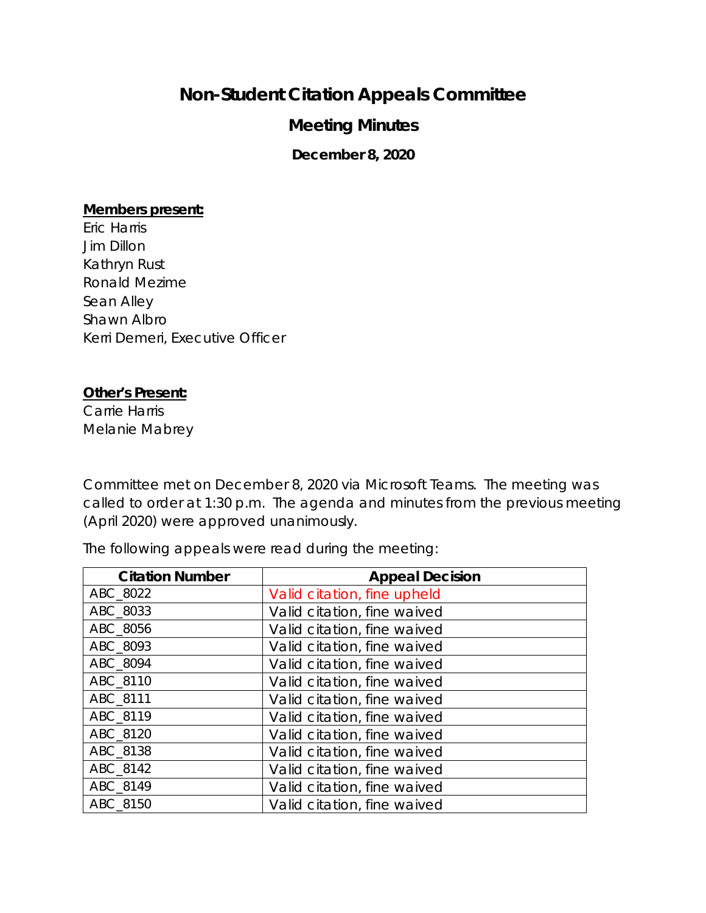# Non-Student Citation Appeals Committee

## Meeting Minutes

### December 8, 2020

**Members present:**

Eric Harris
Jim Dillon
Kathryn Rust
Ronald Mezime
Sean Alley
Shawn Albro
Kerri Demeri, Executive Officer

**Other's Present:**

Carrie Harris
Melanie Mabrey

Committee met on December 8, 2020 via Microsoft Teams. The meeting was called to order at 1:30 p.m. The agenda and minutes from the previous meeting (April 2020) were approved unanimously.

The following appeals were read during the meeting:

| Citation Number | Appeal Decision |
| --- | --- |
| ABC_8022 | Valid citation, fine upheld |
| ABC_8033 | Valid citation, fine waived |
| ABC_8056 | Valid citation, fine waived |
| ABC_8093 | Valid citation, fine waived |
| ABC_8094 | Valid citation, fine waived |
| ABC_8110 | Valid citation, fine waived |
| ABC_8111 | Valid citation, fine waived |
| ABC_8119 | Valid citation, fine waived |
| ABC_8120 | Valid citation, fine waived |
| ABC_8138 | Valid citation, fine waived |
| ABC_8142 | Valid citation, fine waived |
| ABC_8149 | Valid citation, fine waived |
| ABC_8150 | Valid citation, fine waived |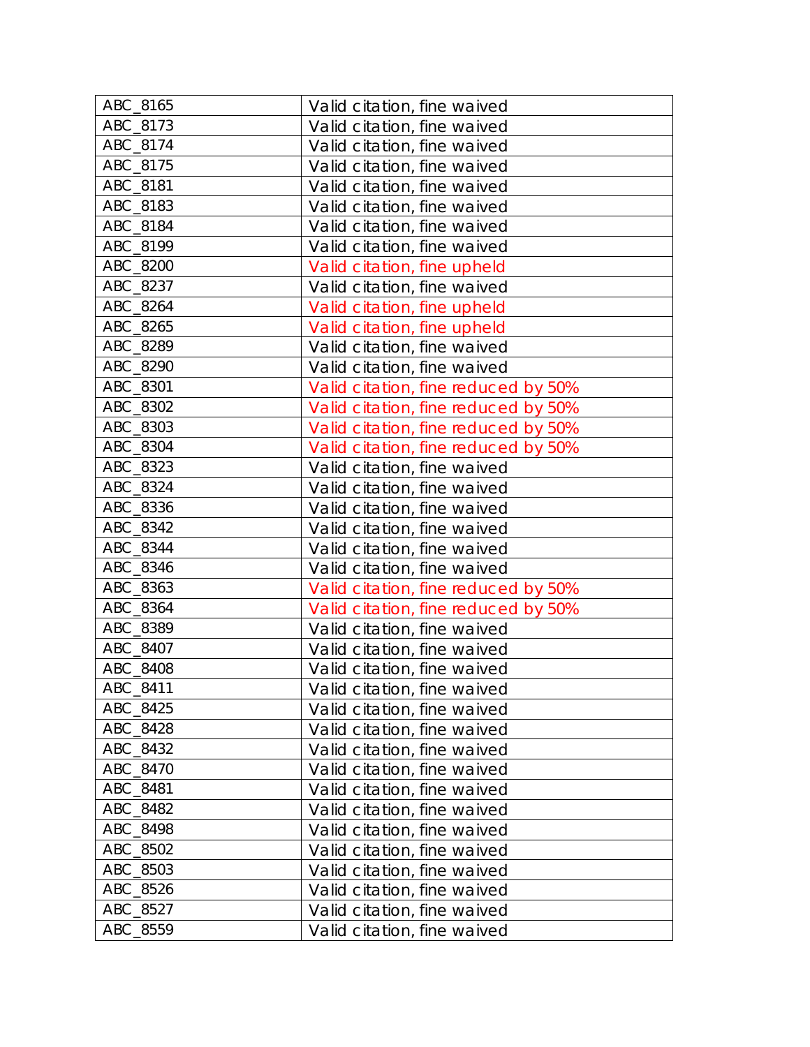| ABC_8165 | Valid citation, fine waived |
|---|---|
| ABC_8173 | Valid citation, fine waived |
| ABC_8174 | Valid citation, fine waived |
| ABC_8175 | Valid citation, fine waived |
| ABC_8181 | Valid citation, fine waived |
| ABC_8183 | Valid citation, fine waived |
| ABC_8184 | Valid citation, fine waived |
| ABC_8199 | Valid citation, fine waived |
| ABC_8200 | Valid citation, fine upheld |
| ABC_8237 | Valid citation, fine waived |
| ABC_8264 | Valid citation, fine upheld |
| ABC_8265 | Valid citation, fine upheld |
| ABC_8289 | Valid citation, fine waived |
| ABC_8290 | Valid citation, fine waived |
| ABC_8301 | Valid citation, fine reduced by 50% |
| ABC_8302 | Valid citation, fine reduced by 50% |
| ABC_8303 | Valid citation, fine reduced by 50% |
| ABC_8304 | Valid citation, fine reduced by 50% |
| ABC_8323 | Valid citation, fine waived |
| ABC_8324 | Valid citation, fine waived |
| ABC_8336 | Valid citation, fine waived |
| ABC_8342 | Valid citation, fine waived |
| ABC_8344 | Valid citation, fine waived |
| ABC_8346 | Valid citation, fine waived |
| ABC_8363 | Valid citation, fine reduced by 50% |
| ABC_8364 | Valid citation, fine reduced by 50% |
| ABC_8389 | Valid citation, fine waived |
| ABC_8407 | Valid citation, fine waived |
| ABC_8408 | Valid citation, fine waived |
| ABC_8411 | Valid citation, fine waived |
| ABC_8425 | Valid citation, fine waived |
| ABC_8428 | Valid citation, fine waived |
| ABC_8432 | Valid citation, fine waived |
| ABC_8470 | Valid citation, fine waived |
| ABC_8481 | Valid citation, fine waived |
| ABC_8482 | Valid citation, fine waived |
| ABC_8498 | Valid citation, fine waived |
| ABC_8502 | Valid citation, fine waived |
| ABC_8503 | Valid citation, fine waived |
| ABC_8526 | Valid citation, fine waived |
| ABC_8527 | Valid citation, fine waived |
| ABC_8559 | Valid citation, fine waived |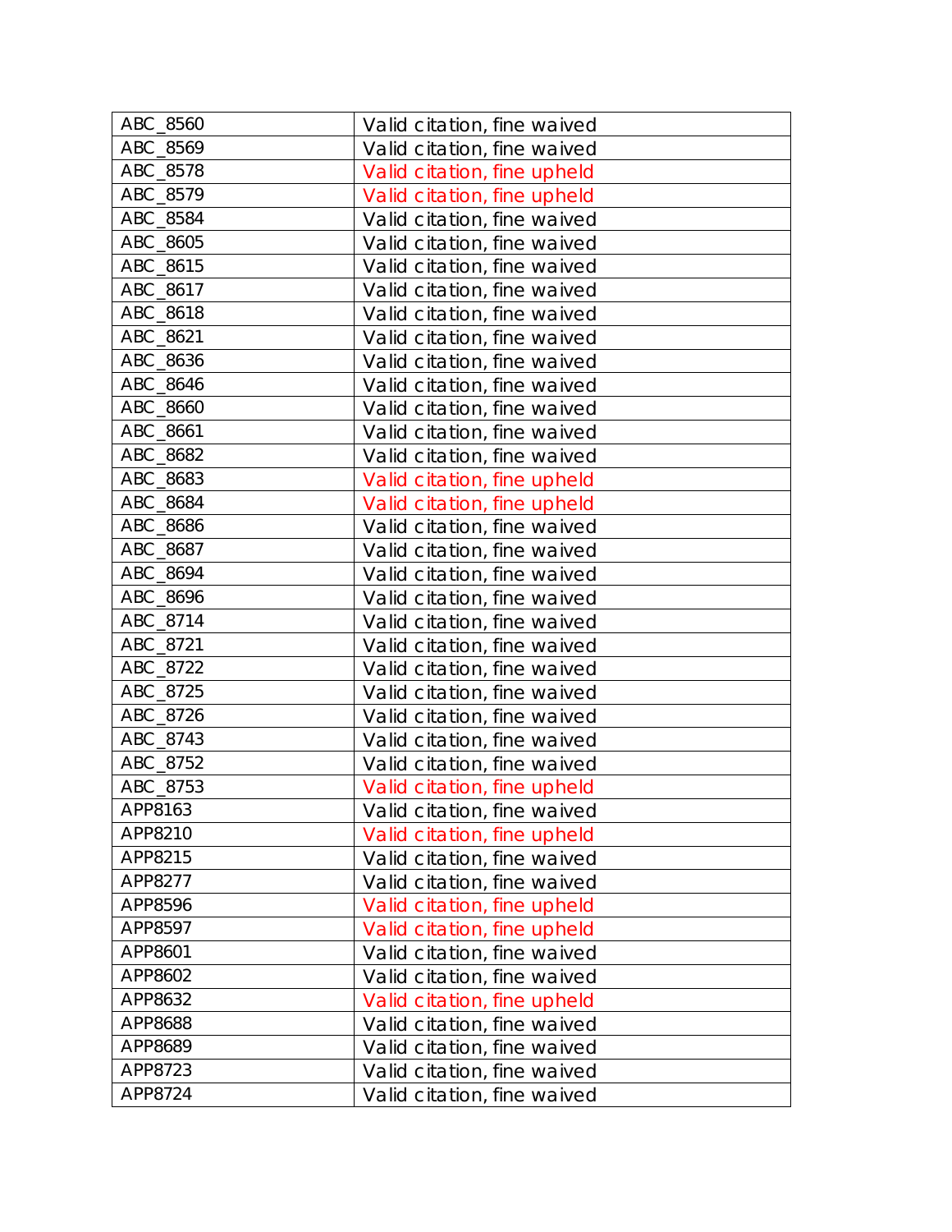| | |
|---|---|
| ABC_8560 | Valid citation, fine waived |
| ABC_8569 | Valid citation, fine waived |
| ABC_8578 | Valid citation, fine upheld |
| ABC_8579 | Valid citation, fine upheld |
| ABC_8584 | Valid citation, fine waived |
| ABC_8605 | Valid citation, fine waived |
| ABC_8615 | Valid citation, fine waived |
| ABC_8617 | Valid citation, fine waived |
| ABC_8618 | Valid citation, fine waived |
| ABC_8621 | Valid citation, fine waived |
| ABC_8636 | Valid citation, fine waived |
| ABC_8646 | Valid citation, fine waived |
| ABC_8660 | Valid citation, fine waived |
| ABC_8661 | Valid citation, fine waived |
| ABC_8682 | Valid citation, fine waived |
| ABC_8683 | Valid citation, fine upheld |
| ABC_8684 | Valid citation, fine upheld |
| ABC_8686 | Valid citation, fine waived |
| ABC_8687 | Valid citation, fine waived |
| ABC_8694 | Valid citation, fine waived |
| ABC_8696 | Valid citation, fine waived |
| ABC_8714 | Valid citation, fine waived |
| ABC_8721 | Valid citation, fine waived |
| ABC_8722 | Valid citation, fine waived |
| ABC_8725 | Valid citation, fine waived |
| ABC_8726 | Valid citation, fine waived |
| ABC_8743 | Valid citation, fine waived |
| ABC_8752 | Valid citation, fine waived |
| ABC_8753 | Valid citation, fine upheld |
| APP8163 | Valid citation, fine waived |
| APP8210 | Valid citation, fine upheld |
| APP8215 | Valid citation, fine waived |
| APP8277 | Valid citation, fine waived |
| APP8596 | Valid citation, fine upheld |
| APP8597 | Valid citation, fine upheld |
| APP8601 | Valid citation, fine waived |
| APP8602 | Valid citation, fine waived |
| APP8632 | Valid citation, fine upheld |
| APP8688 | Valid citation, fine waived |
| APP8689 | Valid citation, fine waived |
| APP8723 | Valid citation, fine waived |
| APP8724 | Valid citation, fine waived |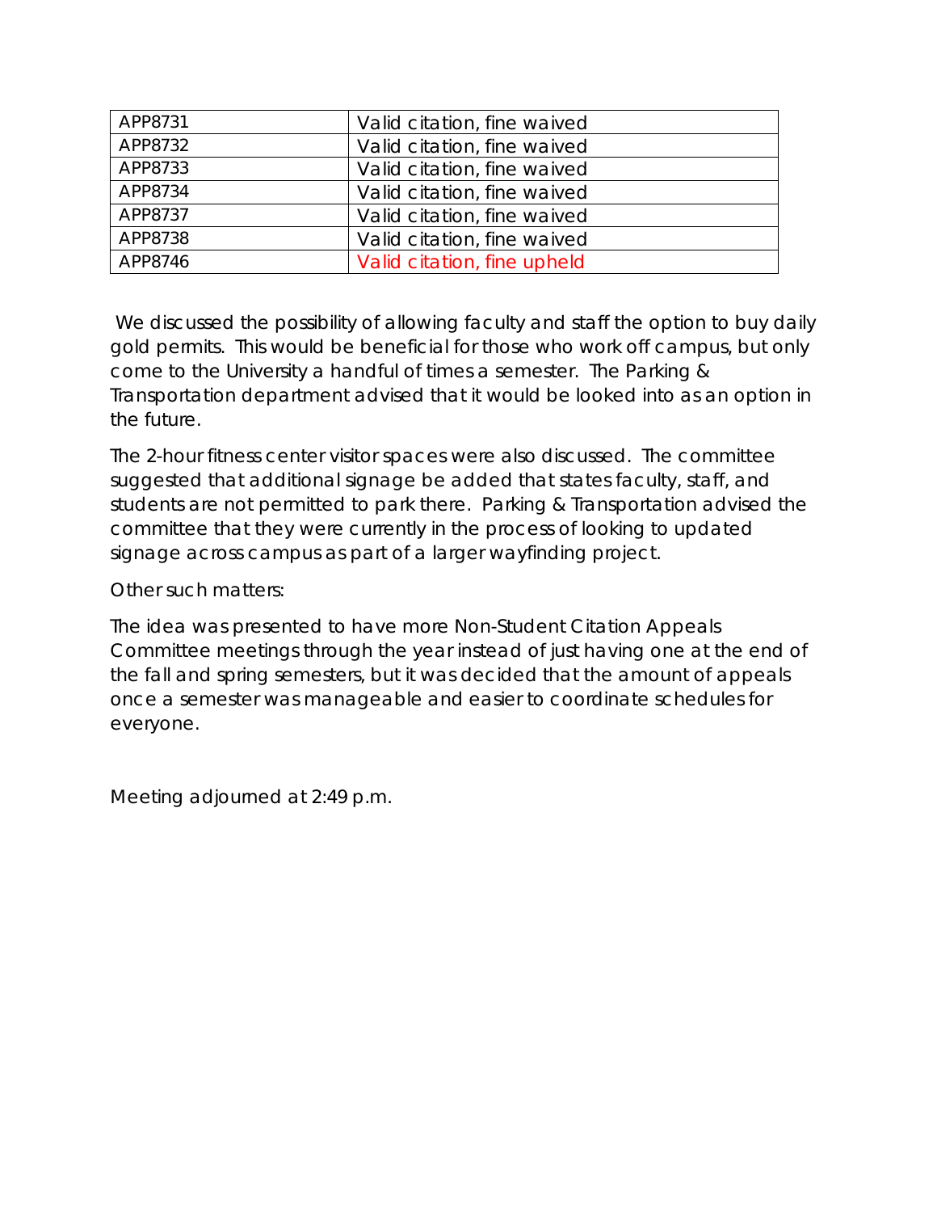| | |
|---|---|
| APP8731 | Valid citation, fine waived |
| APP8732 | Valid citation, fine waived |
| APP8733 | Valid citation, fine waived |
| APP8734 | Valid citation, fine waived |
| APP8737 | Valid citation, fine waived |
| APP8738 | Valid citation, fine waived |
| APP8746 | Valid citation, fine upheld |

We discussed the possibility of allowing faculty and staff the option to buy daily gold permits. This would be beneficial for those who work off campus, but only come to the University a handful of times a semester. The Parking & Transportation department advised that it would be looked into as an option in the future.

The 2-hour fitness center visitor spaces were also discussed. The committee suggested that additional signage be added that states faculty, staff, and students are not permitted to park there. Parking & Transportation advised the committee that they were currently in the process of looking to updated signage across campus as part of a larger wayfinding project.

Other such matters:

The idea was presented to have more Non-Student Citation Appeals Committee meetings through the year instead of just having one at the end of the fall and spring semesters, but it was decided that the amount of appeals once a semester was manageable and easier to coordinate schedules for everyone.

Meeting adjourned at 2:49 p.m.